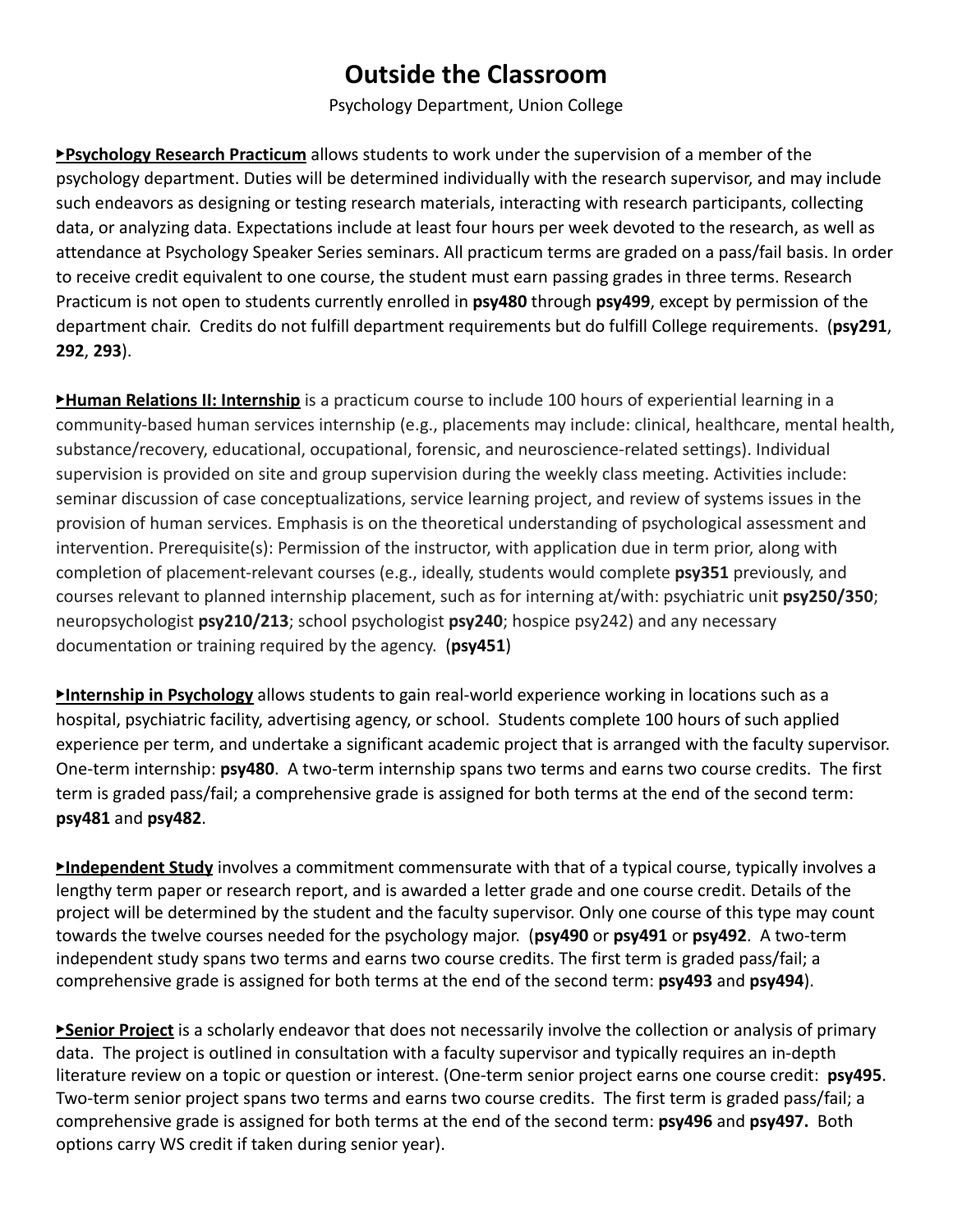# Outside the Classroom

Psychology Department, Union College

▸**Psychology Research Practicum** allows students to work under the supervision of a member of the psychology department. Duties will be determined individually with the research supervisor, and may include such endeavors as designing or testing research materials, interacting with research participants, collecting data, or analyzing data. Expectations include at least four hours per week devoted to the research, as well as attendance at Psychology Speaker Series seminars. All practicum terms are graded on a pass/fail basis. In order to receive credit equivalent to one course, the student must earn passing grades in three terms. Research Practicum is not open to students currently enrolled in **psy480** through **psy499**, except by permission of the department chair. Credits do not fulfill department requirements but do fulfill College requirements. (**psy291**, **292**, **293**).

▸**Human Relations II: Internship** is a practicum course to include 100 hours of experiential learning in a community-based human services internship (e.g., placements may include: clinical, healthcare, mental health, substance/recovery, educational, occupational, forensic, and neuroscience-related settings). Individual supervision is provided on site and group supervision during the weekly class meeting. Activities include: seminar discussion of case conceptualizations, service learning project, and review of systems issues in the provision of human services. Emphasis is on the theoretical understanding of psychological assessment and intervention. Prerequisite(s): Permission of the instructor, with application due in term prior, along with completion of placement-relevant courses (e.g., ideally, students would complete **psy351** previously, and courses relevant to planned internship placement, such as for interning at/with: psychiatric unit **psy250/350**; neuropsychologist **psy210/213**; school psychologist **psy240**; hospice psy242) and any necessary documentation or training required by the agency. (**psy451**)

▸**Internship in Psychology** allows students to gain real-world experience working in locations such as a hospital, psychiatric facility, advertising agency, or school. Students complete 100 hours of such applied experience per term, and undertake a significant academic project that is arranged with the faculty supervisor. One-term internship: **psy480**. A two-term internship spans two terms and earns two course credits. The first term is graded pass/fail; a comprehensive grade is assigned for both terms at the end of the second term: **psy481** and **psy482**.

▸**Independent Study** involves a commitment commensurate with that of a typical course, typically involves a lengthy term paper or research report, and is awarded a letter grade and one course credit. Details of the project will be determined by the student and the faculty supervisor. Only one course of this type may count towards the twelve courses needed for the psychology major. (**psy490** or **psy491** or **psy492**. A two-term independent study spans two terms and earns two course credits. The first term is graded pass/fail; a comprehensive grade is assigned for both terms at the end of the second term: **psy493** and **psy494**).

▸**Senior Project** is a scholarly endeavor that does not necessarily involve the collection or analysis of primary data. The project is outlined in consultation with a faculty supervisor and typically requires an in-depth literature review on a topic or question or interest. (One-term senior project earns one course credit: **psy495**. Two-term senior project spans two terms and earns two course credits. The first term is graded pass/fail; a comprehensive grade is assigned for both terms at the end of the second term: **psy496** and **psy497.** Both options carry WS credit if taken during senior year).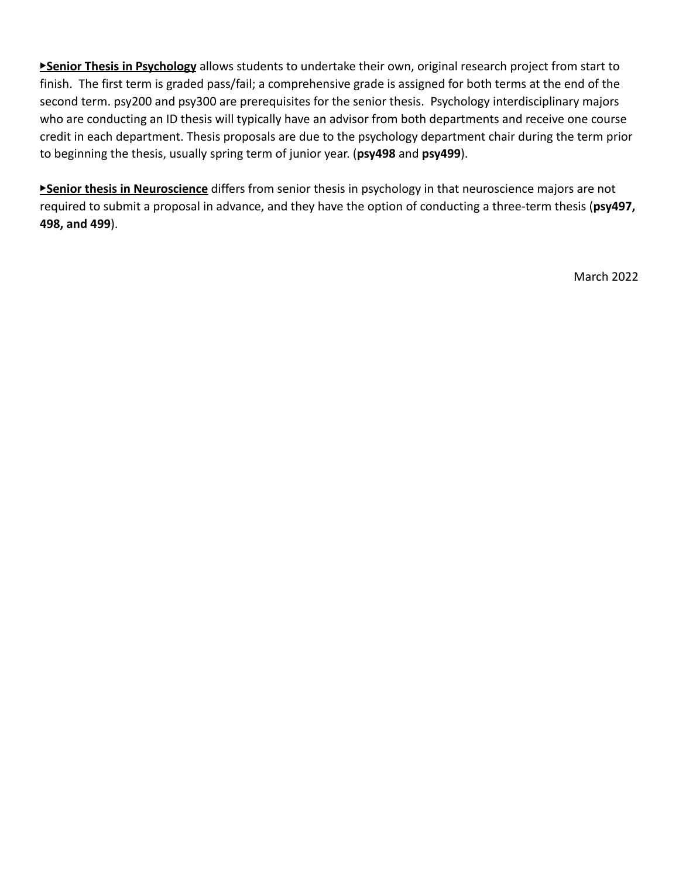▸**Senior Thesis in Psychology** allows students to undertake their own, original research project from start to finish. The first term is graded pass/fail; a comprehensive grade is assigned for both terms at the end of the second term. psy200 and psy300 are prerequisites for the senior thesis. Psychology interdisciplinary majors who are conducting an ID thesis will typically have an advisor from both departments and receive one course credit in each department. Thesis proposals are due to the psychology department chair during the term prior to beginning the thesis, usually spring term of junior year. (**psy498** and **psy499**).

▸**Senior thesis in Neuroscience** differs from senior thesis in psychology in that neuroscience majors are not required to submit a proposal in advance, and they have the option of conducting a three-term thesis (**psy497, 498, and 499**).

March 2022